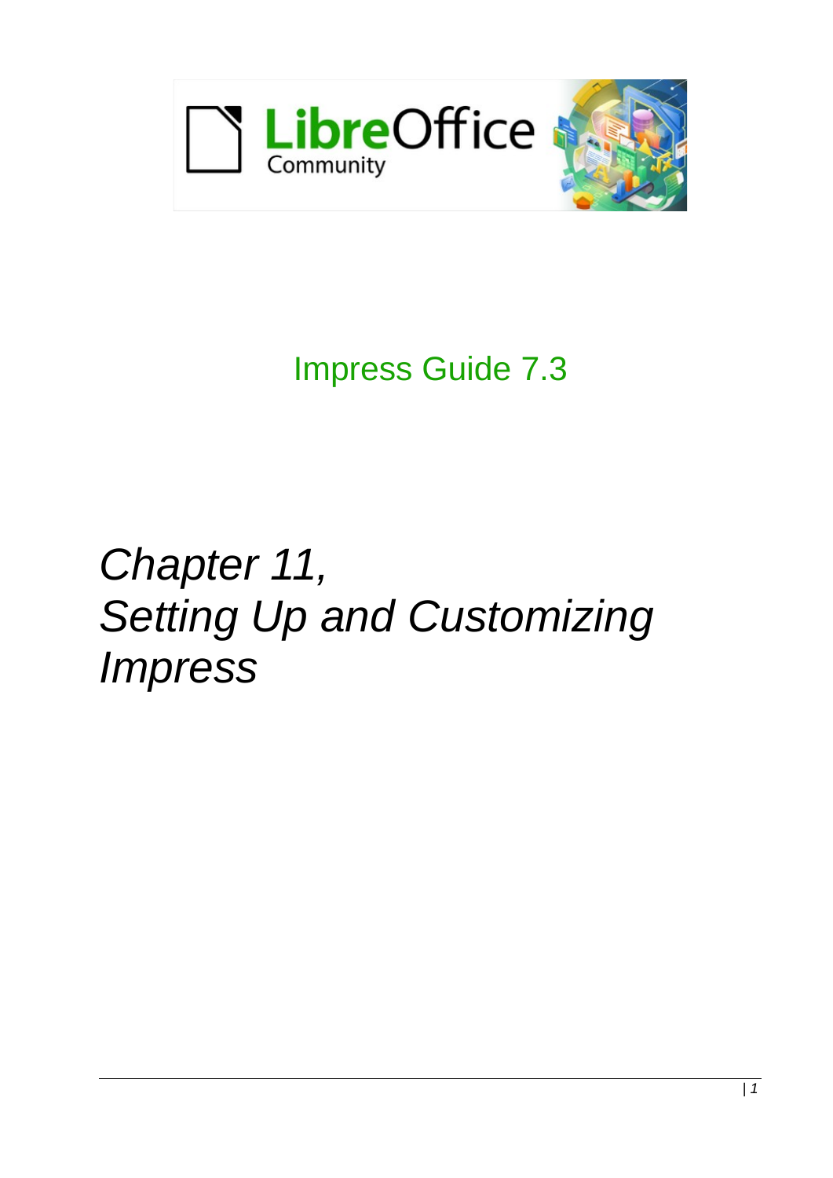LibreOffice Community

Impress Guide 7.3

# *Chapter 11, Setting Up and Customizing Impress*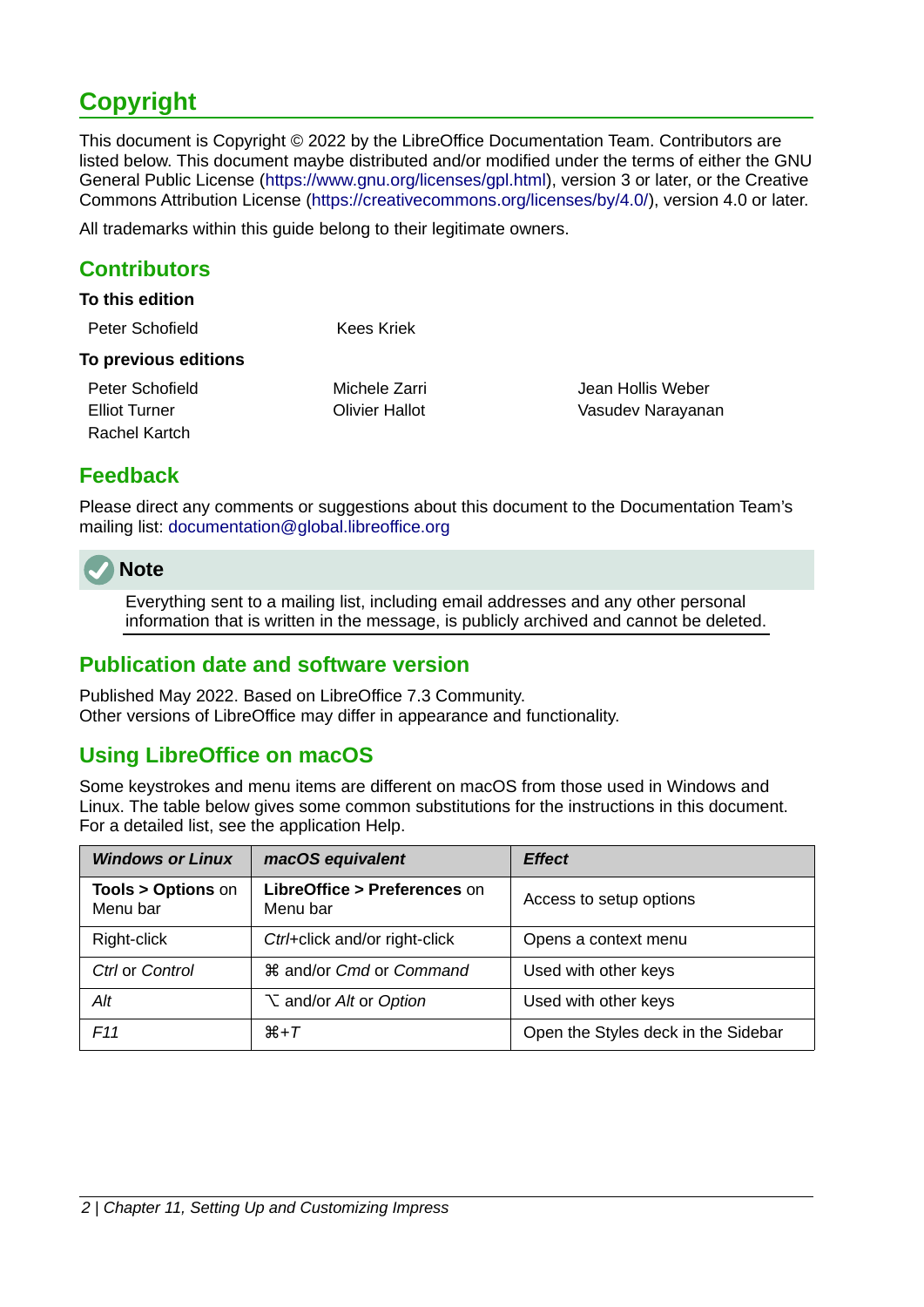# Copyright

This document is Copyright © 2022 by the LibreOffice Documentation Team. Contributors are listed below. This document maybe distributed and/or modified under the terms of either the GNU General Public License (https://www.gnu.org/licenses/gpl.html), version 3 or later, or the Creative Commons Attribution License (https://creativecommons.org/licenses/by/4.0/), version 4.0 or later.

All trademarks within this guide belong to their legitimate owners.

## Contributors

**To this edition**

Peter Schofield
Kees Kriek

**To previous editions**

Peter Schofield
Michele Zarri
Jean Hollis Weber
Elliot Turner
Olivier Hallot
Vasudev Narayanan
Rachel Kartch

## Feedback

Please direct any comments or suggestions about this document to the Documentation Team's mailing list: documentation@global.libreoffice.org

> **Note**
>
> Everything sent to a mailing list, including email addresses and any other personal information that is written in the message, is publicly archived and cannot be deleted.

## Publication date and software version

Published May 2022. Based on LibreOffice 7.3 Community.
Other versions of LibreOffice may differ in appearance and functionality.

## Using LibreOffice on macOS

Some keystrokes and menu items are different on macOS from those used in Windows and Linux. The table below gives some common substitutions for the instructions in this document. For a detailed list, see the application Help.

| ***Windows or Linux*** | ***macOS equivalent*** | ***Effect*** |
|---|---|---|
| **Tools > Options** on Menu bar | **LibreOffice > Preferences** on Menu bar | Access to setup options |
| Right-click | *Ctrl*+click and/or right-click | Opens a context menu |
| *Ctrl* or *Control* | ⌘ and/or *Cmd* or *Command* | Used with other keys |
| *Alt* | ⌥ and/or *Alt* or *Option* | Used with other keys |
| *F11* | ⌘+*T* | Open the Styles deck in the Sidebar |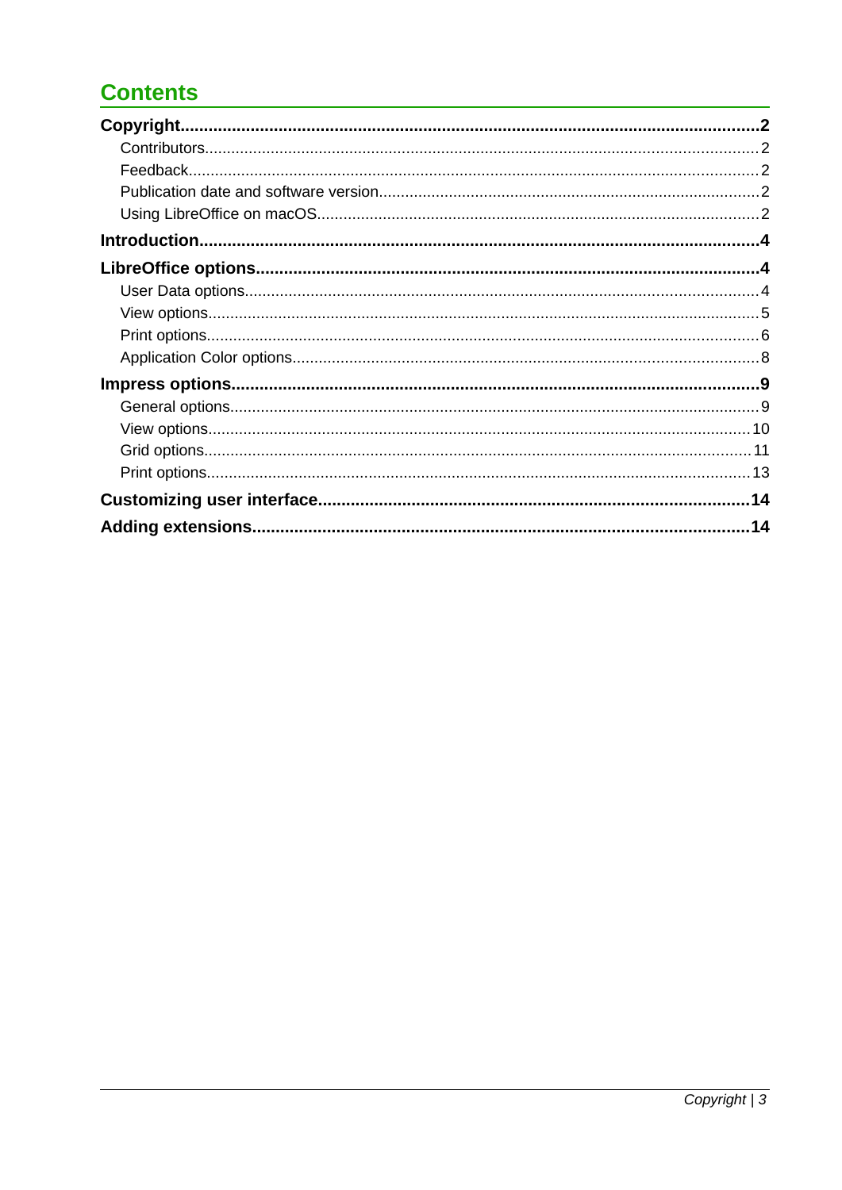# Contents

**Copyright** .......... **2**

- Contributors .......... 2
- Feedback .......... 2
- Publication date and software version .......... 2
- Using LibreOffice on macOS .......... 2

**Introduction** .......... **4**

**LibreOffice options** .......... **4**

- User Data options .......... 4
- View options .......... 5
- Print options .......... 6
- Application Color options .......... 8

**Impress options** .......... **9**

- General options .......... 9
- View options .......... 10
- Grid options .......... 11
- Print options .......... 13

**Customizing user interface** .......... **14**

**Adding extensions** .......... **14**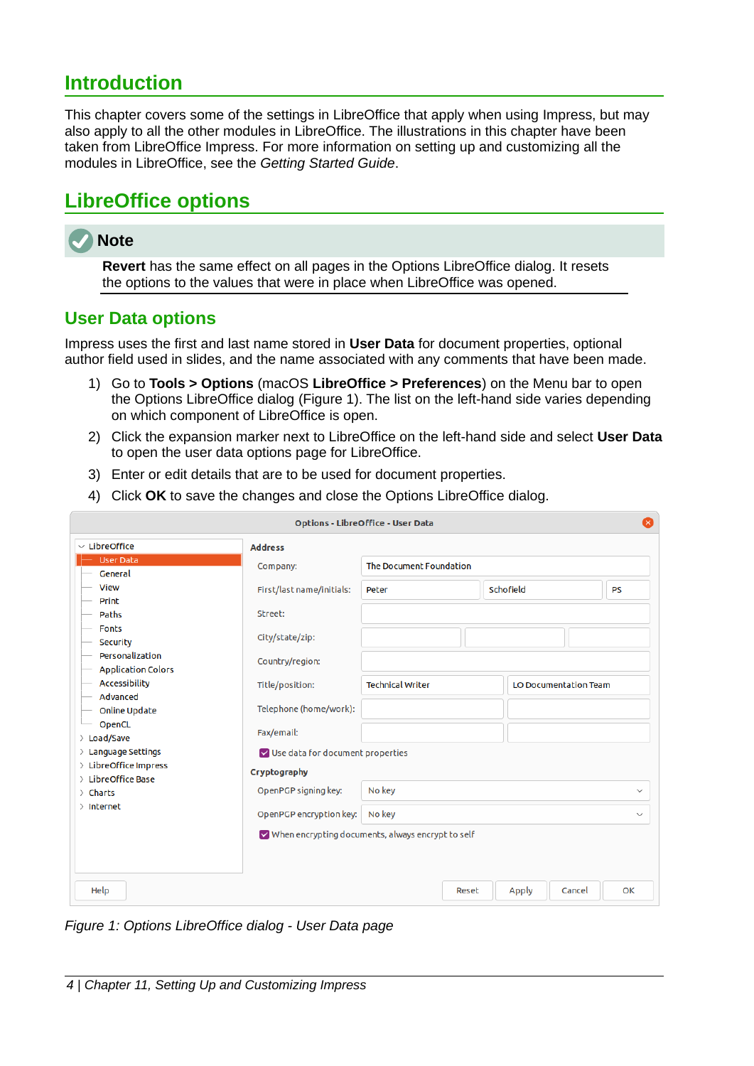# Introduction

This chapter covers some of the settings in LibreOffice that apply when using Impress, but may also apply to all the other modules in LibreOffice. The illustrations in this chapter have been taken from LibreOffice Impress. For more information on setting up and customizing all the modules in LibreOffice, see the *Getting Started Guide*.

# LibreOffice options

**Note**

**Revert** has the same effect on all pages in the Options LibreOffice dialog. It resets the options to the values that were in place when LibreOffice was opened.

## User Data options

Impress uses the first and last name stored in **User Data** for document properties, optional author field used in slides, and the name associated with any comments that have been made.

1) Go to **Tools > Options** (macOS **LibreOffice > Preferences**) on the Menu bar to open the Options LibreOffice dialog (Figure 1). The list on the left-hand side varies depending on which component of LibreOffice is open.
2) Click the expansion marker next to LibreOffice on the left-hand side and select **User Data** to open the user data options page for LibreOffice.
3) Enter or edit details that are to be used for document properties.
4) Click **OK** to save the changes and close the Options LibreOffice dialog.

*Figure 1: Options LibreOffice dialog - User Data page*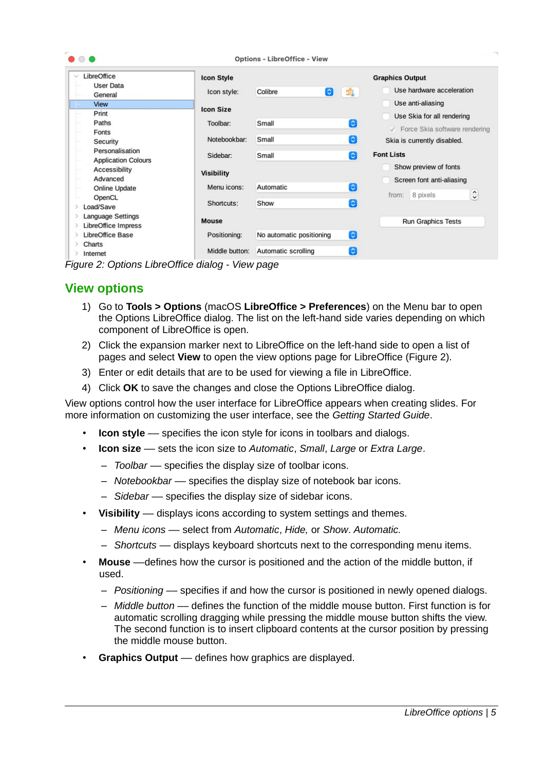Figure 2: Options LibreOffice dialog - View page

## View options

1) Go to **Tools > Options** (macOS **LibreOffice > Preferences**) on the Menu bar to open the Options LibreOffice dialog. The list on the left-hand side varies depending on which component of LibreOffice is open.
2) Click the expansion marker next to LibreOffice on the left-hand side to open a list of pages and select **View** to open the view options page for LibreOffice (Figure 2).
3) Enter or edit details that are to be used for viewing a file in LibreOffice.
4) Click **OK** to save the changes and close the Options LibreOffice dialog.

View options control how the user interface for LibreOffice appears when creating slides. For more information on customizing the user interface, see the *Getting Started Guide*.

- **Icon style** — specifies the icon style for icons in toolbars and dialogs.
- **Icon size** — sets the icon size to *Automatic*, *Small*, *Large* or *Extra Large*.
  - *Toolbar* — specifies the display size of toolbar icons.
  - *Notebookbar* — specifies the display size of notebook bar icons.
  - *Sidebar* — specifies the display size of sidebar icons.
- **Visibility** — displays icons according to system settings and themes.
  - *Menu icons* — select from *Automatic*, *Hide,* or *Show*. *Automatic.*
  - *Shortcuts* — displays keyboard shortcuts next to the corresponding menu items.
- **Mouse** —defines how the cursor is positioned and the action of the middle button, if used.
  - *Positioning* — specifies if and how the cursor is positioned in newly opened dialogs.
  - *Middle button* — defines the function of the middle mouse button. First function is for automatic scrolling dragging while pressing the middle mouse button shifts the view. The second function is to insert clipboard contents at the cursor position by pressing the middle mouse button.
- **Graphics Output** — defines how graphics are displayed.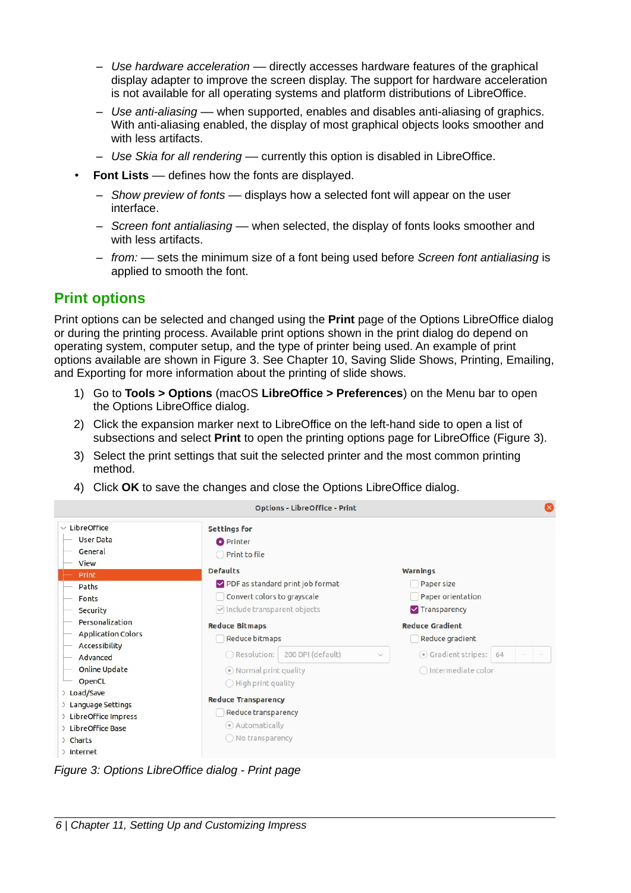- *Use hardware acceleration* — directly accesses hardware features of the graphical display adapter to improve the screen display. The support for hardware acceleration is not available for all operating systems and platform distributions of LibreOffice.
   - *Use anti-aliasing* — when supported, enables and disables anti-aliasing of graphics. With anti-aliasing enabled, the display of most graphical objects looks smoother and with less artifacts.
   - *Use Skia for all rendering* — currently this option is disabled in LibreOffice.
- **Font Lists** — defines how the fonts are displayed.
   - *Show preview of fonts* — displays how a selected font will appear on the user interface.
   - *Screen font antialiasing* — when selected, the display of fonts looks smoother and with less artifacts.
   - *from:* — sets the minimum size of a font being used before *Screen font antialiasing* is applied to smooth the font.

## Print options

Print options can be selected and changed using the **Print** page of the Options LibreOffice dialog or during the printing process. Available print options shown in the print dialog do depend on operating system, computer setup, and the type of printer being used. An example of print options available are shown in Figure 3. See Chapter 10, Saving Slide Shows, Printing, Emailing, and Exporting for more information about the printing of slide shows.

1) Go to **Tools > Options** (macOS **LibreOffice > Preferences**) on the Menu bar to open the Options LibreOffice dialog.
2) Click the expansion marker next to LibreOffice on the left-hand side to open a list of subsections and select **Print** to open the printing options page for LibreOffice (Figure 3).
3) Select the print settings that suit the selected printer and the most common printing method.
4) Click **OK** to save the changes and close the Options LibreOffice dialog.

*Figure 3: Options LibreOffice dialog - Print page*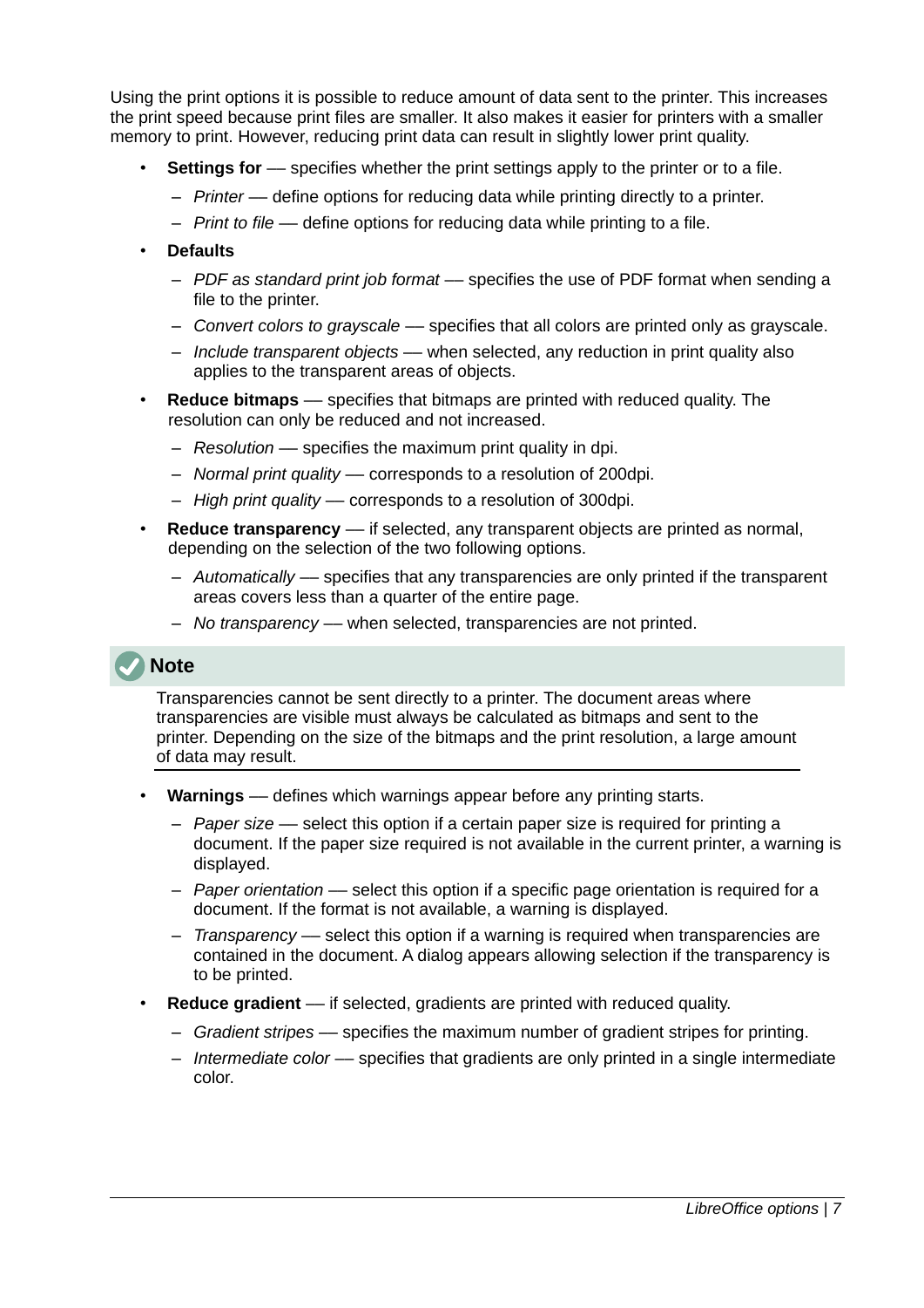Using the print options it is possible to reduce amount of data sent to the printer. This increases the print speed because print files are smaller. It also makes it easier for printers with a smaller memory to print. However, reducing print data can result in slightly lower print quality.

- **Settings for** — specifies whether the print settings apply to the printer or to a file.
  - *Printer* — define options for reducing data while printing directly to a printer.
  - *Print to file* — define options for reducing data while printing to a file.
- **Defaults**
  - *PDF as standard print job format* — specifies the use of PDF format when sending a file to the printer.
  - *Convert colors to grayscale* — specifies that all colors are printed only as grayscale.
  - *Include transparent objects* — when selected, any reduction in print quality also applies to the transparent areas of objects.
- **Reduce bitmaps** — specifies that bitmaps are printed with reduced quality. The resolution can only be reduced and not increased.
  - *Resolution* — specifies the maximum print quality in dpi.
  - *Normal print quality* — corresponds to a resolution of 200dpi.
  - *High print quality* — corresponds to a resolution of 300dpi.
- **Reduce transparency** — if selected, any transparent objects are printed as normal, depending on the selection of the two following options.
  - *Automatically* — specifies that any transparencies are only printed if the transparent areas covers less than a quarter of the entire page.
  - *No transparency* — when selected, transparencies are not printed.

**Note**

Transparencies cannot be sent directly to a printer. The document areas where transparencies are visible must always be calculated as bitmaps and sent to the printer. Depending on the size of the bitmaps and the print resolution, a large amount of data may result.

- **Warnings** — defines which warnings appear before any printing starts.
  - *Paper size* — select this option if a certain paper size is required for printing a document. If the paper size required is not available in the current printer, a warning is displayed.
  - *Paper orientation* — select this option if a specific page orientation is required for a document. If the format is not available, a warning is displayed.
  - *Transparency* — select this option if a warning is required when transparencies are contained in the document. A dialog appears allowing selection if the transparency is to be printed.
- **Reduce gradient** — if selected, gradients are printed with reduced quality.
  - *Gradient stripes* — specifies the maximum number of gradient stripes for printing.
  - *Intermediate color* — specifies that gradients are only printed in a single intermediate color.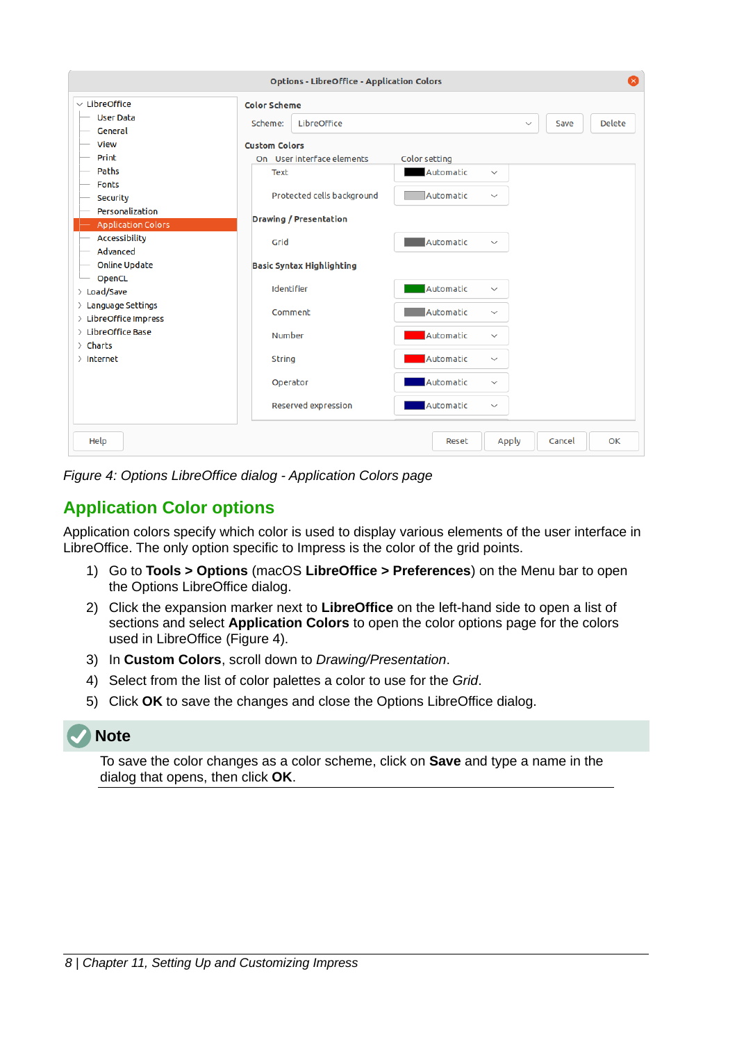*Figure 4: Options LibreOffice dialog - Application Colors page*

## Application Color options

Application colors specify which color is used to display various elements of the user interface in LibreOffice. The only option specific to Impress is the color of the grid points.

1) Go to **Tools > Options** (macOS **LibreOffice > Preferences**) on the Menu bar to open the Options LibreOffice dialog.
2) Click the expansion marker next to **LibreOffice** on the left-hand side to open a list of sections and select **Application Colors** to open the color options page for the colors used in LibreOffice (Figure 4).
3) In **Custom Colors**, scroll down to *Drawing/Presentation*.
4) Select from the list of color palettes a color to use for the *Grid*.
5) Click **OK** to save the changes and close the Options LibreOffice dialog.

**Note**

To save the color changes as a color scheme, click on **Save** and type a name in the dialog that opens, then click **OK**.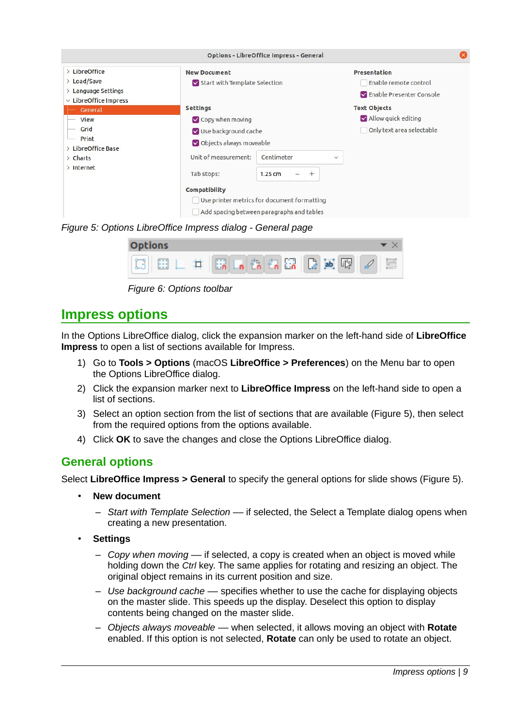Figure 5: Options LibreOffice Impress dialog - General page

Figure 6: Options toolbar

## Impress options

In the Options LibreOffice dialog, click the expansion marker on the left-hand side of **LibreOffice Impress** to open a list of sections available for Impress.

1) Go to **Tools > Options** (macOS **LibreOffice > Preferences**) on the Menu bar to open the Options LibreOffice dialog.
2) Click the expansion marker next to **LibreOffice Impress** on the left-hand side to open a list of sections.
3) Select an option section from the list of sections that are available (Figure 5), then select from the required options from the options available.
4) Click **OK** to save the changes and close the Options LibreOffice dialog.

### General options

Select **LibreOffice Impress > General** to specify the general options for slide shows (Figure 5).

- **New document**
  - *Start with Template Selection* — if selected, the Select a Template dialog opens when creating a new presentation.
- **Settings**
  - *Copy when moving* — if selected, a copy is created when an object is moved while holding down the *Ctrl* key. The same applies for rotating and resizing an object. The original object remains in its current position and size.
  - *Use background cache* — specifies whether to use the cache for displaying objects on the master slide. This speeds up the display. Deselect this option to display contents being changed on the master slide.
  - *Objects always moveable* — when selected, it allows moving an object with **Rotate** enabled. If this option is not selected, **Rotate** can only be used to rotate an object.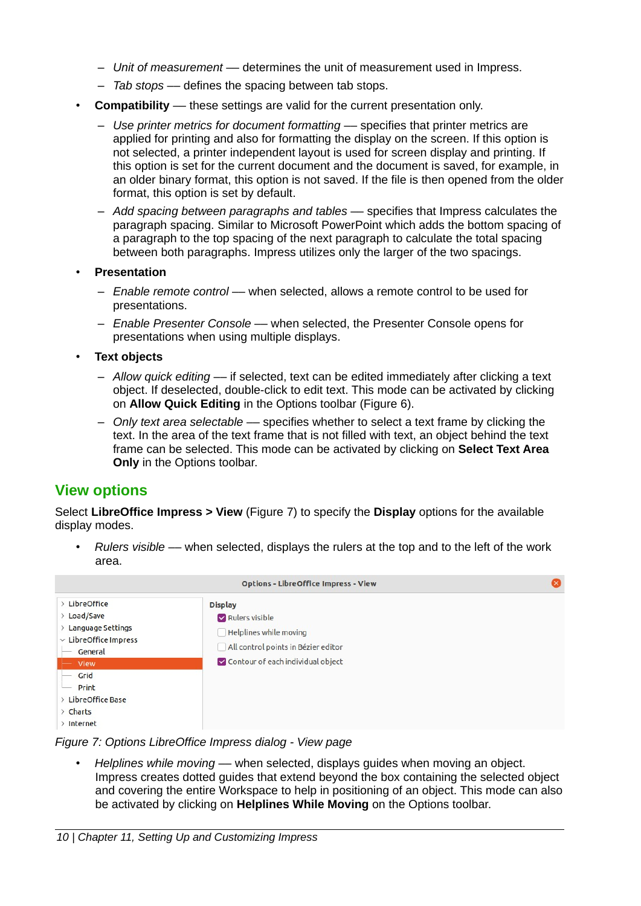- *Unit of measurement* — determines the unit of measurement used in Impress.
   - *Tab stops* — defines the spacing between tab stops.
- **Compatibility** — these settings are valid for the current presentation only.
   - *Use printer metrics for document formatting* — specifies that printer metrics are applied for printing and also for formatting the display on the screen. If this option is not selected, a printer independent layout is used for screen display and printing. If this option is set for the current document and the document is saved, for example, in an older binary format, this option is not saved. If the file is then opened from the older format, this option is set by default.
   - *Add spacing between paragraphs and tables* — specifies that Impress calculates the paragraph spacing. Similar to Microsoft PowerPoint which adds the bottom spacing of a paragraph to the top spacing of the next paragraph to calculate the total spacing between both paragraphs. Impress utilizes only the larger of the two spacings.
- **Presentation**
   - *Enable remote control* — when selected, allows a remote control to be used for presentations.
   - *Enable Presenter Console* — when selected, the Presenter Console opens for presentations when using multiple displays.
- **Text objects**
   - *Allow quick editing* — if selected, text can be edited immediately after clicking a text object. If deselected, double-click to edit text. This mode can be activated by clicking on **Allow Quick Editing** in the Options toolbar (Figure 6).
   - *Only text area selectable* — specifies whether to select a text frame by clicking the text. In the area of the text frame that is not filled with text, an object behind the text frame can be selected. This mode can be activated by clicking on **Select Text Area Only** in the Options toolbar.

## View options

Select **LibreOffice Impress > View** (Figure 7) to specify the **Display** options for the available display modes.

- *Rulers visible* — when selected, displays the rulers at the top and to the left of the work area.

Options - LibreOffice Impress - View

- LibreOffice
- Load/Save
- Language Settings
- LibreOffice Impress
   - General
   - View
   - Grid
   - Print
- LibreOffice Base
- Charts
- Internet

Display
- [x] Rulers visible
- [ ] Helplines while moving
- [ ] All control points in Bézier editor
- [x] Contour of each individual object

*Figure 7: Options LibreOffice Impress dialog - View page*

- *Helplines while moving* — when selected, displays guides when moving an object. Impress creates dotted guides that extend beyond the box containing the selected object and covering the entire Workspace to help in positioning of an object. This mode can also be activated by clicking on **Helplines While Moving** on the Options toolbar.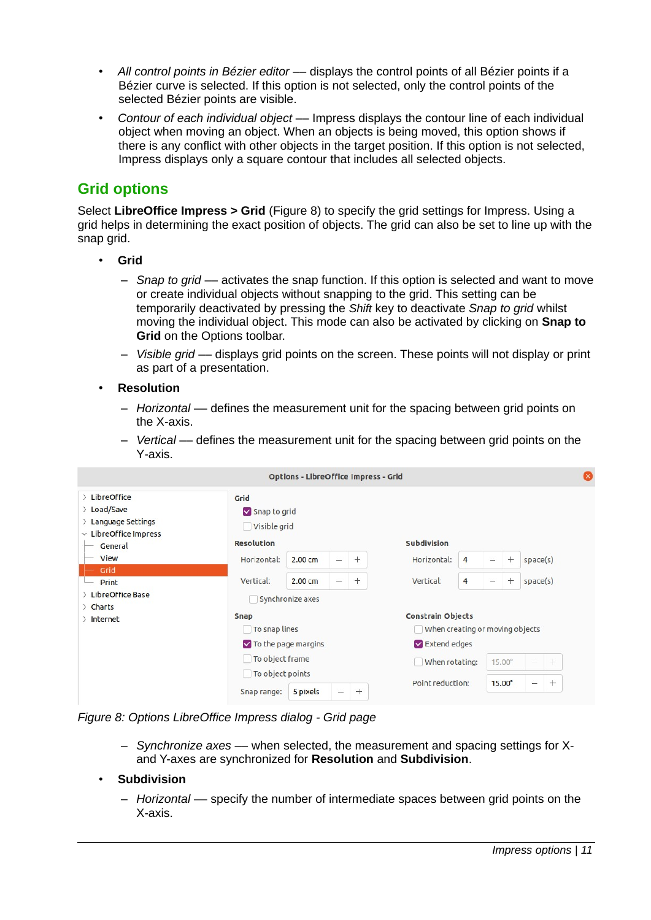- *All control points in Bézier editor* — displays the control points of all Bézier points if a Bézier curve is selected. If this option is not selected, only the control points of the selected Bézier points are visible.
- *Contour of each individual object* — Impress displays the contour line of each individual object when moving an object. When an objects is being moved, this option shows if there is any conflict with other objects in the target position. If this option is not selected, Impress displays only a square contour that includes all selected objects.

## Grid options

Select **LibreOffice Impress > Grid** (Figure 8) to specify the grid settings for Impress. Using a grid helps in determining the exact position of objects. The grid can also be set to line up with the snap grid.

- **Grid**
  - *Snap to grid* — activates the snap function. If this option is selected and want to move or create individual objects without snapping to the grid. This setting can be temporarily deactivated by pressing the *Shift* key to deactivate *Snap to grid* whilst moving the individual object. This mode can also be activated by clicking on **Snap to Grid** on the Options toolbar.
  - *Visible grid* — displays grid points on the screen. These points will not display or print as part of a presentation.
- **Resolution**
  - *Horizontal* — defines the measurement unit for the spacing between grid points on the X-axis.
  - *Vertical* — defines the measurement unit for the spacing between grid points on the Y-axis.

*Figure 8: Options LibreOffice Impress dialog - Grid page*

  - *Synchronize axes* — when selected, the measurement and spacing settings for X- and Y-axes are synchronized for **Resolution** and **Subdivision**.
- **Subdivision**
  - *Horizontal* — specify the number of intermediate spaces between grid points on the X-axis.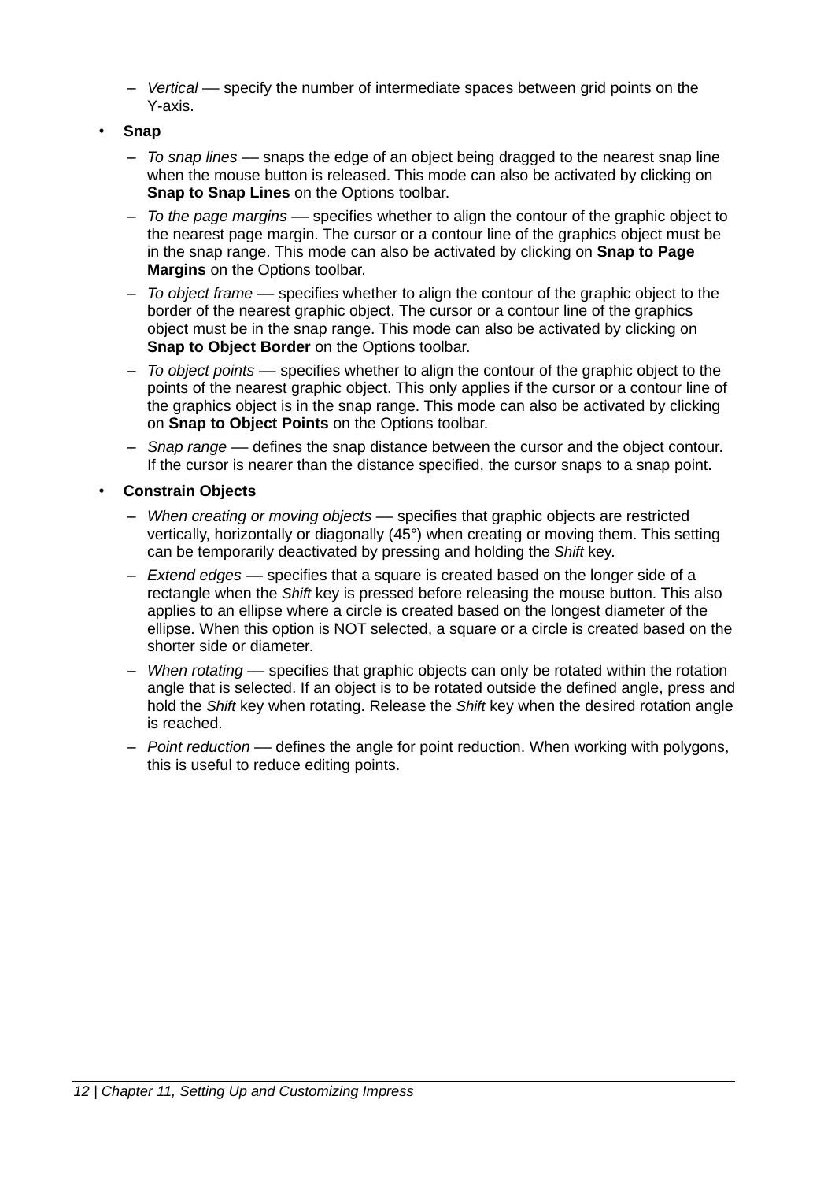- *Vertical* — specify the number of intermediate spaces between grid points on the Y-axis.

- **Snap**
   - *To snap lines* — snaps the edge of an object being dragged to the nearest snap line when the mouse button is released. This mode can also be activated by clicking on **Snap to Snap Lines** on the Options toolbar.
   - *To the page margins* — specifies whether to align the contour of the graphic object to the nearest page margin. The cursor or a contour line of the graphics object must be in the snap range. This mode can also be activated by clicking on **Snap to Page Margins** on the Options toolbar.
   - *To object frame* — specifies whether to align the contour of the graphic object to the border of the nearest graphic object. The cursor or a contour line of the graphics object must be in the snap range. This mode can also be activated by clicking on **Snap to Object Border** on the Options toolbar.
   - *To object points* — specifies whether to align the contour of the graphic object to the points of the nearest graphic object. This only applies if the cursor or a contour line of the graphics object is in the snap range. This mode can also be activated by clicking on **Snap to Object Points** on the Options toolbar.
   - *Snap range* — defines the snap distance between the cursor and the object contour. If the cursor is nearer than the distance specified, the cursor snaps to a snap point.

- **Constrain Objects**
   - *When creating or moving objects* — specifies that graphic objects are restricted vertically, horizontally or diagonally (45°) when creating or moving them. This setting can be temporarily deactivated by pressing and holding the *Shift* key.
   - *Extend edges* — specifies that a square is created based on the longer side of a rectangle when the *Shift* key is pressed before releasing the mouse button. This also applies to an ellipse where a circle is created based on the longest diameter of the ellipse. When this option is NOT selected, a square or a circle is created based on the shorter side or diameter.
   - *When rotating* — specifies that graphic objects can only be rotated within the rotation angle that is selected. If an object is to be rotated outside the defined angle, press and hold the *Shift* key when rotating. Release the *Shift* key when the desired rotation angle is reached.
   - *Point reduction* — defines the angle for point reduction. When working with polygons, this is useful to reduce editing points.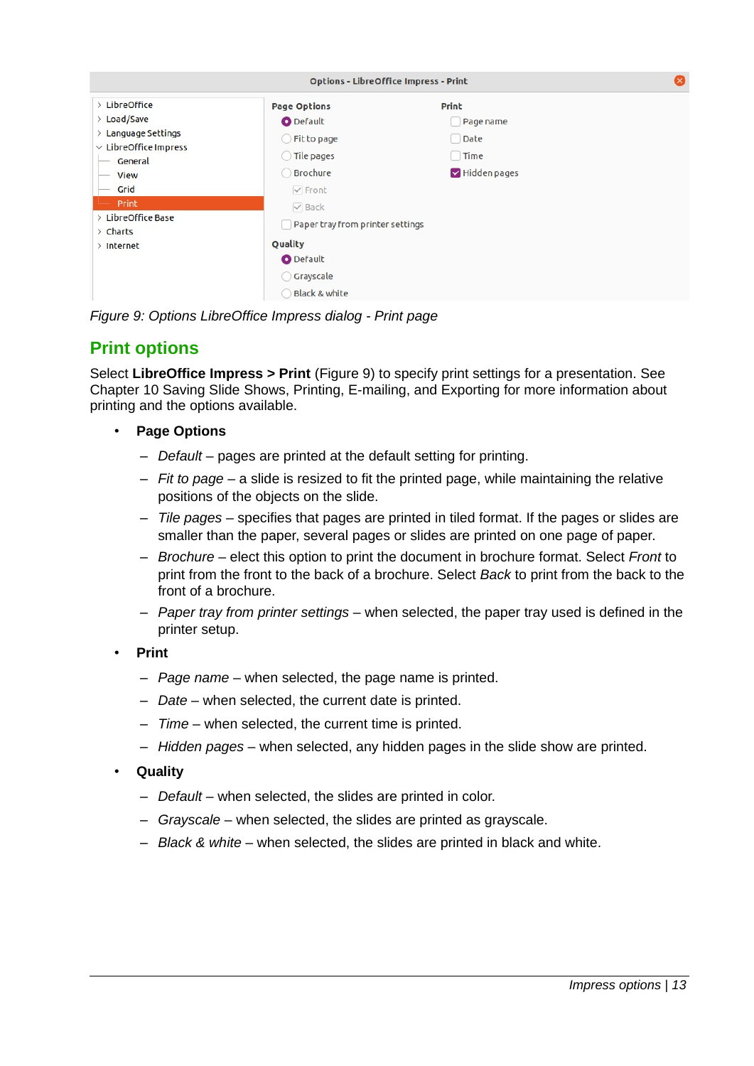*Figure 9: Options LibreOffice Impress dialog - Print page*

## Print options

Select **LibreOffice Impress > Print** (Figure 9) to specify print settings for a presentation. See Chapter 10 Saving Slide Shows, Printing, E-mailing, and Exporting for more information about printing and the options available.

- **Page Options**
  - *Default* – pages are printed at the default setting for printing.
  - *Fit to page* – a slide is resized to fit the printed page, while maintaining the relative positions of the objects on the slide.
  - *Tile pages* – specifies that pages are printed in tiled format. If the pages or slides are smaller than the paper, several pages or slides are printed on one page of paper.
  - *Brochure* – elect this option to print the document in brochure format. Select *Front* to print from the front to the back of a brochure. Select *Back* to print from the back to the front of a brochure.
  - *Paper tray from printer settings* – when selected, the paper tray used is defined in the printer setup.
- **Print**
  - *Page name* – when selected, the page name is printed.
  - *Date* – when selected, the current date is printed.
  - *Time* – when selected, the current time is printed.
  - *Hidden pages* – when selected, any hidden pages in the slide show are printed.
- **Quality**
  - *Default* – when selected, the slides are printed in color.
  - *Grayscale* – when selected, the slides are printed as grayscale.
  - *Black & white* – when selected, the slides are printed in black and white.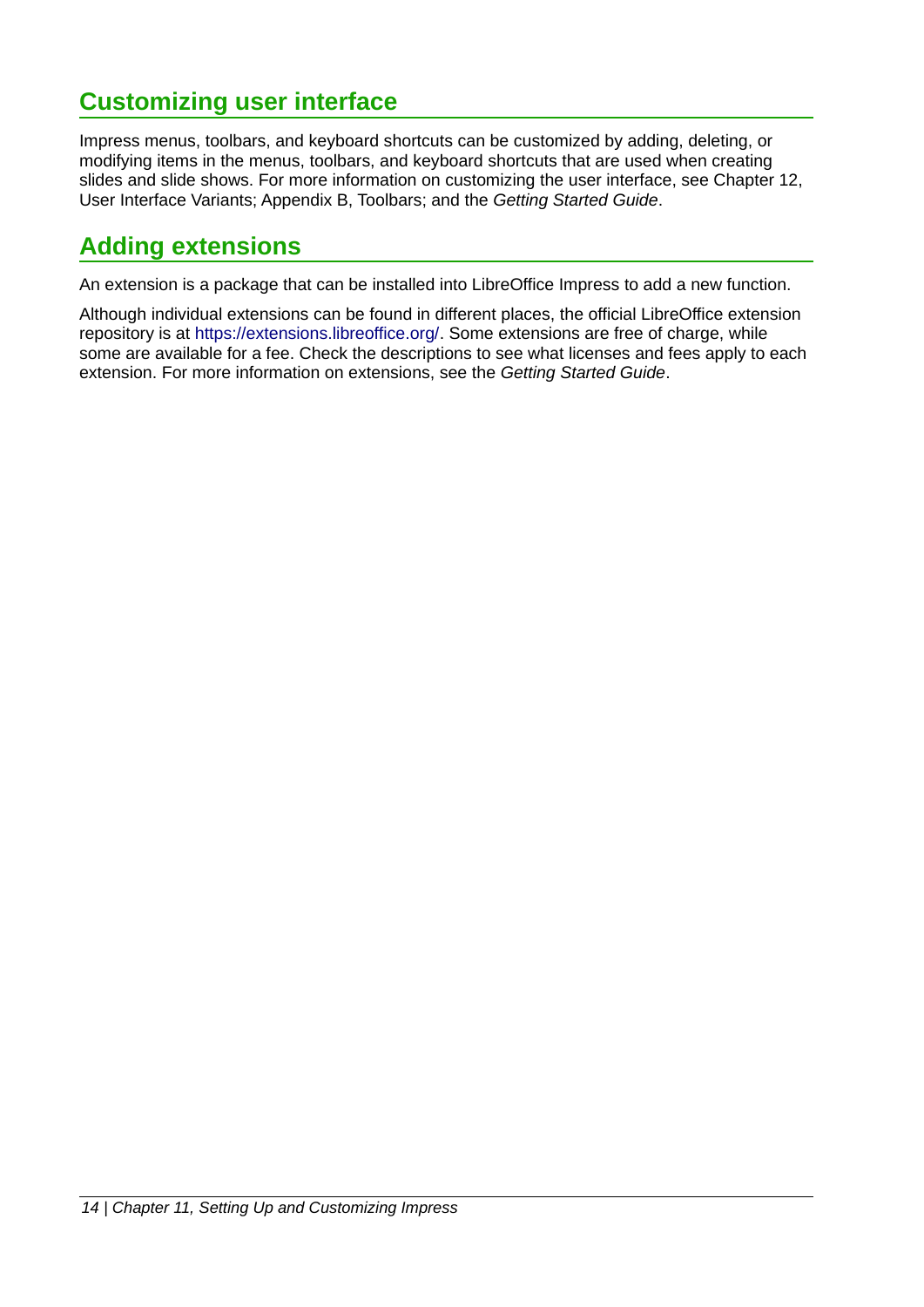## Customizing user interface

Impress menus, toolbars, and keyboard shortcuts can be customized by adding, deleting, or modifying items in the menus, toolbars, and keyboard shortcuts that are used when creating slides and slide shows. For more information on customizing the user interface, see Chapter 12, User Interface Variants; Appendix B, Toolbars; and the *Getting Started Guide*.

## Adding extensions

An extension is a package that can be installed into LibreOffice Impress to add a new function.

Although individual extensions can be found in different places, the official LibreOffice extension repository is at https://extensions.libreoffice.org/. Some extensions are free of charge, while some are available for a fee. Check the descriptions to see what licenses and fees apply to each extension. For more information on extensions, see the *Getting Started Guide*.